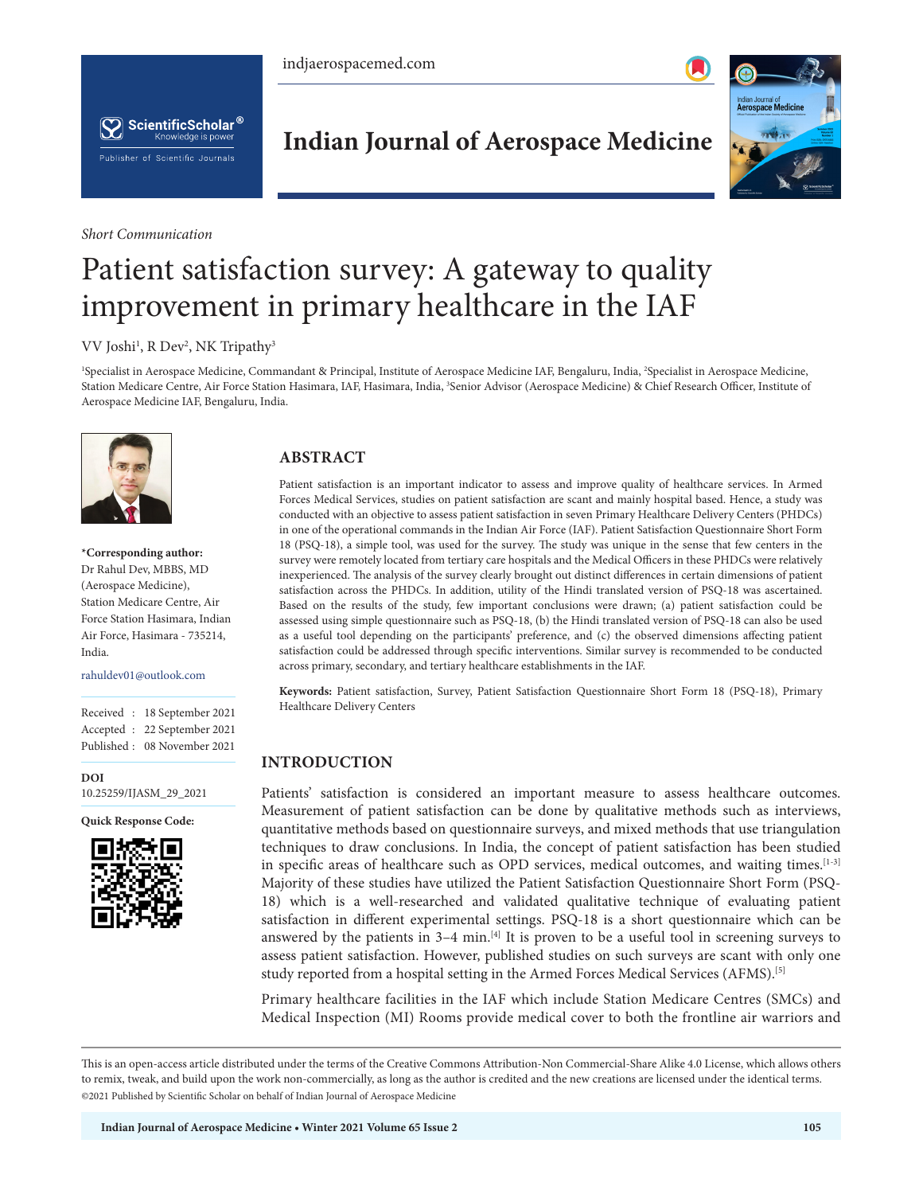*Short Communication*

# Patient satisfaction survey: A gateway to quality improvement in primary healthcare in the IAF

VV Joshi[1], R Dev[2], NK Tripathy[3]

[1]Specialist in Aerospace Medicine, Commandant & Principal, Institute of Aerospace Medicine IAF, Bengaluru, India, [2]Specialist in Aerospace Medicine, Station Medicare Centre, Air Force Station Hasimara, IAF, Hasimara, India, [3]Senior Advisor (Aerospace Medicine) & Chief Research Officer, Institute of Aerospace Medicine IAF, Bengaluru, India.

**\*Corresponding author:**
Dr Rahul Dev, MBBS, MD (Aerospace Medicine), Station Medicare Centre, Air Force Station Hasimara, Indian Air Force, Hasimara - 735214, India.

rahuldev01@outlook.com

Received : 18 September 2021
Accepted : 22 September 2021
Published : 08 November 2021

**DOI**
10.25259/IJASM_29_2021

**Quick Response Code:**

## ABSTRACT

Patient satisfaction is an important indicator to assess and improve quality of healthcare services. In Armed Forces Medical Services, studies on patient satisfaction are scant and mainly hospital based. Hence, a study was conducted with an objective to assess patient satisfaction in seven Primary Healthcare Delivery Centres (PHDCs) in one of the operational commands in the Indian Air Force (IAF). Patient Satisfaction Questionnaire Short Form 18 (PSQ-18), a simple tool, was used for the survey. The study was unique in the sense that few centers in the survey were remotely located from tertiary care hospitals and the Medical Officers in these PHDCs were relatively inexperienced. The analysis of the survey clearly brought out distinct differences in certain dimensions of patient satisfaction across the PHDCs. In addition, utility of the Hindi translated version of PSQ-18 was ascertained. Based on the results of the study, few important conclusions were drawn; (a) patient satisfaction could be assessed using simple questionnaire such as PSQ-18, (b) the Hindi translated version of PSQ-18 can also be used as a useful tool depending on the participants' preference, and (c) the observed dimensions affecting patient satisfaction could be addressed through specific interventions. Similar survey is recommended to be conducted across primary, secondary, and tertiary healthcare establishments in the IAF.

**Keywords:** Patient satisfaction, Survey, Patient Satisfaction Questionnaire Short Form 18 (PSQ-18), Primary Healthcare Delivery Centers

## INTRODUCTION

Patients' satisfaction is considered an important measure to assess healthcare outcomes. Measurement of patient satisfaction can be done by qualitative methods such as interviews, quantitative methods based on questionnaire surveys, and mixed methods that use triangulation techniques to draw conclusions. In India, the concept of patient satisfaction has been studied in specific areas of healthcare such as OPD services, medical outcomes, and waiting times.[1-3] Majority of these studies have utilized the Patient Satisfaction Questionnaire Short Form (PSQ-18) which is a well-researched and validated qualitative technique of evaluating patient satisfaction in different experimental settings. PSQ-18 is a short questionnaire which can be answered by the patients in 3–4 min.[4] It is proven to be a useful tool in screening surveys to assess patient satisfaction. However, published studies on such surveys are scant with only one study reported from a hospital setting in the Armed Forces Medical Services (AFMS).[5]

Primary healthcare facilities in the IAF which include Station Medicare Centres (SMCs) and Medical Inspection (MI) Rooms provide medical cover to both the frontline air warriors and

This is an open-access article distributed under the terms of the Creative Commons Attribution-Non Commercial-Share Alike 4.0 License, which allows others to remix, tweak, and build upon the work non-commercially, as long as the author is credited and the new creations are licensed under the identical terms.
©2021 Published by Scientific Scholar on behalf of Indian Journal of Aerospace Medicine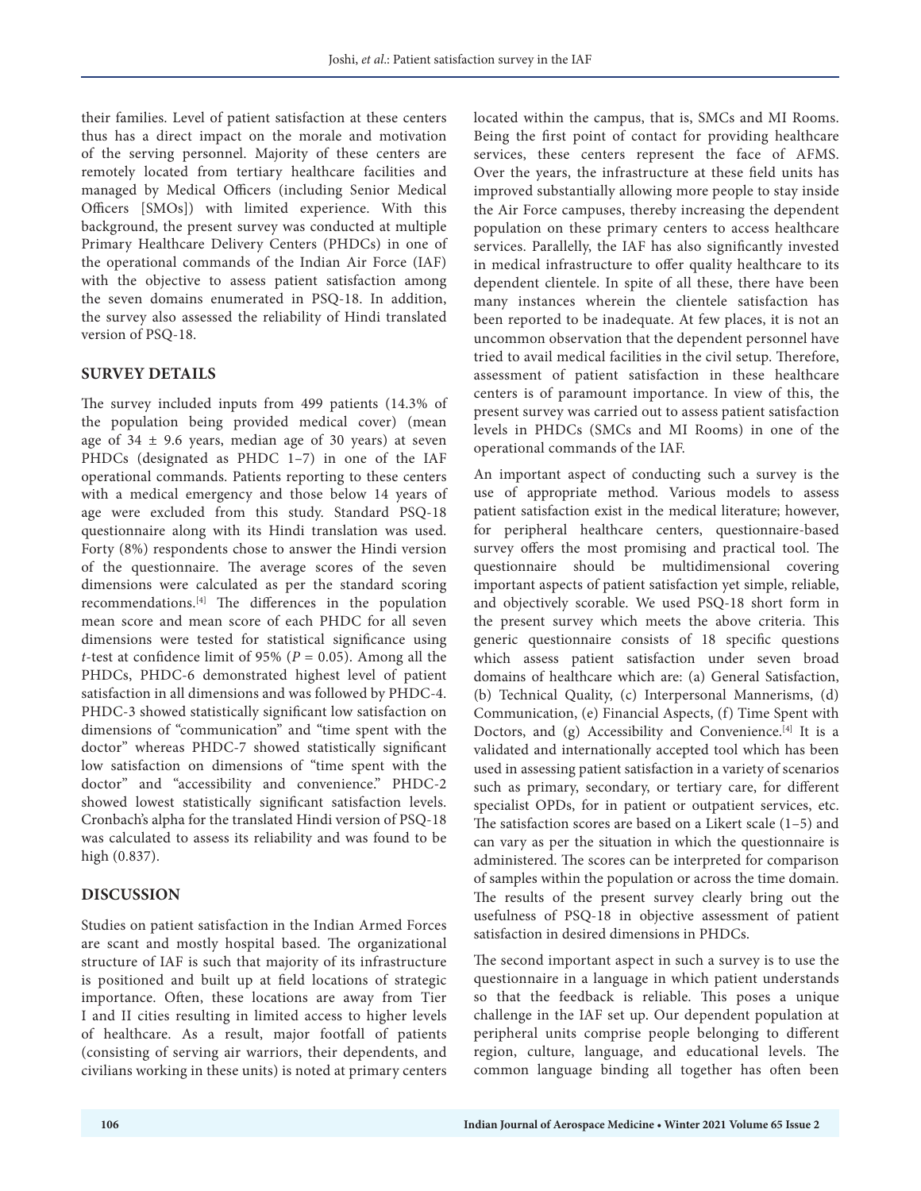their families. Level of patient satisfaction at these centers thus has a direct impact on the morale and motivation of the serving personnel. Majority of these centers are remotely located from tertiary healthcare facilities and managed by Medical Officers (including Senior Medical Officers [SMOs]) with limited experience. With this background, the present survey was conducted at multiple Primary Healthcare Delivery Centers (PHDCs) in one of the operational commands of the Indian Air Force (IAF) with the objective to assess patient satisfaction among the seven domains enumerated in PSQ-18. In addition, the survey also assessed the reliability of Hindi translated version of PSQ-18.

## SURVEY DETAILS

The survey included inputs from 499 patients (14.3% of the population being provided medical cover) (mean age of 34 ± 9.6 years, median age of 30 years) at seven PHDCs (designated as PHDC 1–7) in one of the IAF operational commands. Patients reporting to these centers with a medical emergency and those below 14 years of age were excluded from this study. Standard PSQ-18 questionnaire along with its Hindi translation was used. Forty (8%) respondents chose to answer the Hindi version of the questionnaire. The average scores of the seven dimensions were calculated as per the standard scoring recommendations.[4] The differences in the population mean score and mean score of each PHDC for all seven dimensions were tested for statistical significance using *t*-test at confidence limit of 95% ($P = 0.05$). Among all the PHDCs, PHDC-6 demonstrated highest level of patient satisfaction in all dimensions and was followed by PHDC-4. PHDC-3 showed statistically significant low satisfaction on dimensions of "communication" and "time spent with the doctor" whereas PHDC-7 showed statistically significant low satisfaction on dimensions of "time spent with the doctor" and "accessibility and convenience." PHDC-2 showed lowest statistically significant satisfaction levels. Cronbach's alpha for the translated Hindi version of PSQ-18 was calculated to assess its reliability and was found to be high (0.837).

## DISCUSSION

Studies on patient satisfaction in the Indian Armed Forces are scant and mostly hospital based. The organizational structure of IAF is such that majority of its infrastructure is positioned and built up at field locations of strategic importance. Often, these locations are away from Tier I and II cities resulting in limited access to higher levels of healthcare. As a result, major footfall of patients (consisting of serving air warriors, their dependents, and civilians working in these units) is noted at primary centers located within the campus, that is, SMCs and MI Rooms. Being the first point of contact for providing healthcare services, these centers represent the face of AFMS. Over the years, the infrastructure at these field units has improved substantially allowing more people to stay inside the Air Force campuses, thereby increasing the dependent population on these primary centers to access healthcare services. Parallelly, the IAF has also significantly invested in medical infrastructure to offer quality healthcare to its dependent clientele. In spite of all these, there have been many instances wherein the clientele satisfaction has been reported to be inadequate. At few places, it is not an uncommon observation that the dependent personnel have tried to avail medical facilities in the civil setup. Therefore, assessment of patient satisfaction in these healthcare centers is of paramount importance. In view of this, the present survey was carried out to assess patient satisfaction levels in PHDCs (SMCs and MI Rooms) in one of the operational commands of the IAF.

An important aspect of conducting such a survey is the use of appropriate method. Various models to assess patient satisfaction exist in the medical literature; however, for peripheral healthcare centers, questionnaire-based survey offers the most promising and practical tool. The questionnaire should be multidimensional covering important aspects of patient satisfaction yet simple, reliable, and objectively scorable. We used PSQ-18 short form in the present survey which meets the above criteria. This generic questionnaire consists of 18 specific questions which assess patient satisfaction under seven broad domains of healthcare which are: (a) General Satisfaction, (b) Technical Quality, (c) Interpersonal Mannerisms, (d) Communication, (e) Financial Aspects, (f) Time Spent with Doctors, and (g) Accessibility and Convenience.[4] It is a validated and internationally accepted tool which has been used in assessing patient satisfaction in a variety of scenarios such as primary, secondary, or tertiary care, for different specialist OPDs, for in patient or outpatient services, etc. The satisfaction scores are based on a Likert scale (1–5) and can vary as per the situation in which the questionnaire is administered. The scores can be interpreted for comparison of samples within the population or across the time domain. The results of the present survey clearly bring out the usefulness of PSQ-18 in objective assessment of patient satisfaction in desired dimensions in PHDCs.

The second important aspect in such a survey is to use the questionnaire in a language in which patient understands so that the feedback is reliable. This poses a unique challenge in the IAF set up. Our dependent population at peripheral units comprise people belonging to different region, culture, language, and educational levels. The common language binding all together has often been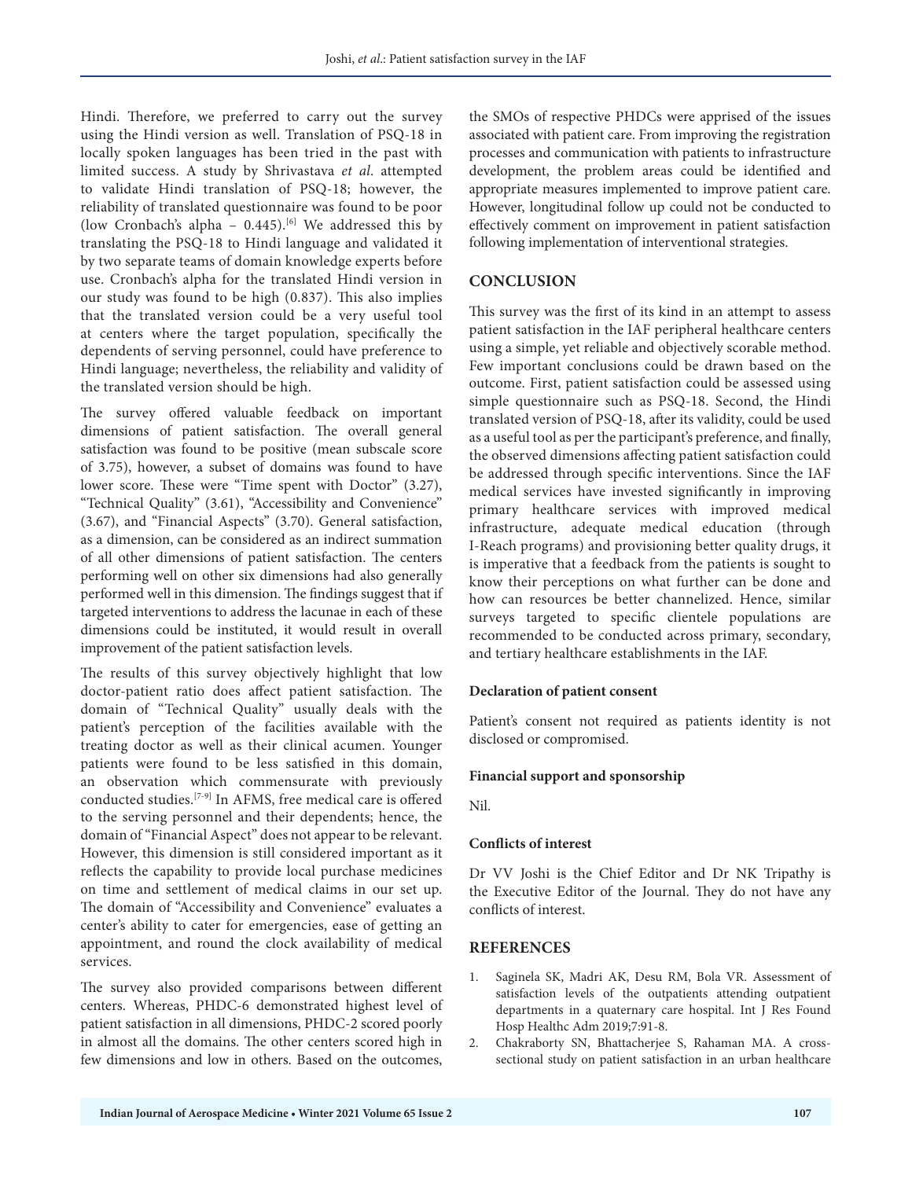Hindi. Therefore, we preferred to carry out the survey using the Hindi version as well. Translation of PSQ-18 in locally spoken languages has been tried in the past with limited success. A study by Shrivastava *et al*. attempted to validate Hindi translation of PSQ-18; however, the reliability of translated questionnaire was found to be poor (low Cronbach's alpha – 0.445).[6] We addressed this by translating the PSQ-18 to Hindi language and validated it by two separate teams of domain knowledge experts before use. Cronbach's alpha for the translated Hindi version in our study was found to be high (0.837). This also implies that the translated version could be a very useful tool at centers where the target population, specifically the dependents of serving personnel, could have preference to Hindi language; nevertheless, the reliability and validity of the translated version should be high.

The survey offered valuable feedback on important dimensions of patient satisfaction. The overall general satisfaction was found to be positive (mean subscale score of 3.75), however, a subset of domains was found to have lower score. These were "Time spent with Doctor" (3.27), "Technical Quality" (3.61), "Accessibility and Convenience" (3.67), and "Financial Aspects" (3.70). General satisfaction, as a dimension, can be considered as an indirect summation of all other dimensions of patient satisfaction. The centers performing well on other six dimensions had also generally performed well in this dimension. The findings suggest that if targeted interventions to address the lacunae in each of these dimensions could be instituted, it would result in overall improvement of the patient satisfaction levels.

The results of this survey objectively highlight that low doctor-patient ratio does affect patient satisfaction. The domain of "Technical Quality" usually deals with the patient's perception of the facilities available with the treating doctor as well as their clinical acumen. Younger patients were found to be less satisfied in this domain, an observation which commensurate with previously conducted studies.[7-9] In AFMS, free medical care is offered to the serving personnel and their dependents; hence, the domain of "Financial Aspect" does not appear to be relevant. However, this dimension is still considered important as it reflects the capability to provide local purchase medicines on time and settlement of medical claims in our set up. The domain of "Accessibility and Convenience" evaluates a center's ability to cater for emergencies, ease of getting an appointment, and round the clock availability of medical services.

The survey also provided comparisons between different centers. Whereas, PHDC-6 demonstrated highest level of patient satisfaction in all dimensions, PHDC-2 scored poorly in almost all the domains. The other centers scored high in few dimensions and low in others. Based on the outcomes, the SMOs of respective PHDCs were apprised of the issues associated with patient care. From improving the registration processes and communication with patients to infrastructure development, the problem areas could be identified and appropriate measures implemented to improve patient care. However, longitudinal follow up could not be conducted to effectively comment on improvement in patient satisfaction following implementation of interventional strategies.

## CONCLUSION

This survey was the first of its kind in an attempt to assess patient satisfaction in the IAF peripheral healthcare centers using a simple, yet reliable and objectively scorable method. Few important conclusions could be drawn based on the outcome. First, patient satisfaction could be assessed using simple questionnaire such as PSQ-18. Second, the Hindi translated version of PSQ-18, after its validity, could be used as a useful tool as per the participant's preference, and finally, the observed dimensions affecting patient satisfaction could be addressed through specific interventions. Since the IAF medical services have invested significantly in improving primary healthcare services with improved medical infrastructure, adequate medical education (through I-Reach programs) and provisioning better quality drugs, it is imperative that a feedback from the patients is sought to know their perceptions on what further can be done and how can resources be better channelized. Hence, similar surveys targeted to specific clientele populations are recommended to be conducted across primary, secondary, and tertiary healthcare establishments in the IAF.

### Declaration of patient consent

Patient's consent not required as patients identity is not disclosed or compromised.

### Financial support and sponsorship

Nil.

### Conflicts of interest

Dr VV Joshi is the Chief Editor and Dr NK Tripathy is the Executive Editor of the Journal. They do not have any conflicts of interest.

## REFERENCES

1. Saginela SK, Madri AK, Desu RM, Bola VR. Assessment of satisfaction levels of the outpatients attending outpatient departments in a quaternary care hospital. Int J Res Found Hosp Healthc Adm 2019;7:91-8.
2. Chakraborty SN, Bhattacherjee S, Rahaman MA. A cross-sectional study on patient satisfaction in an urban healthcare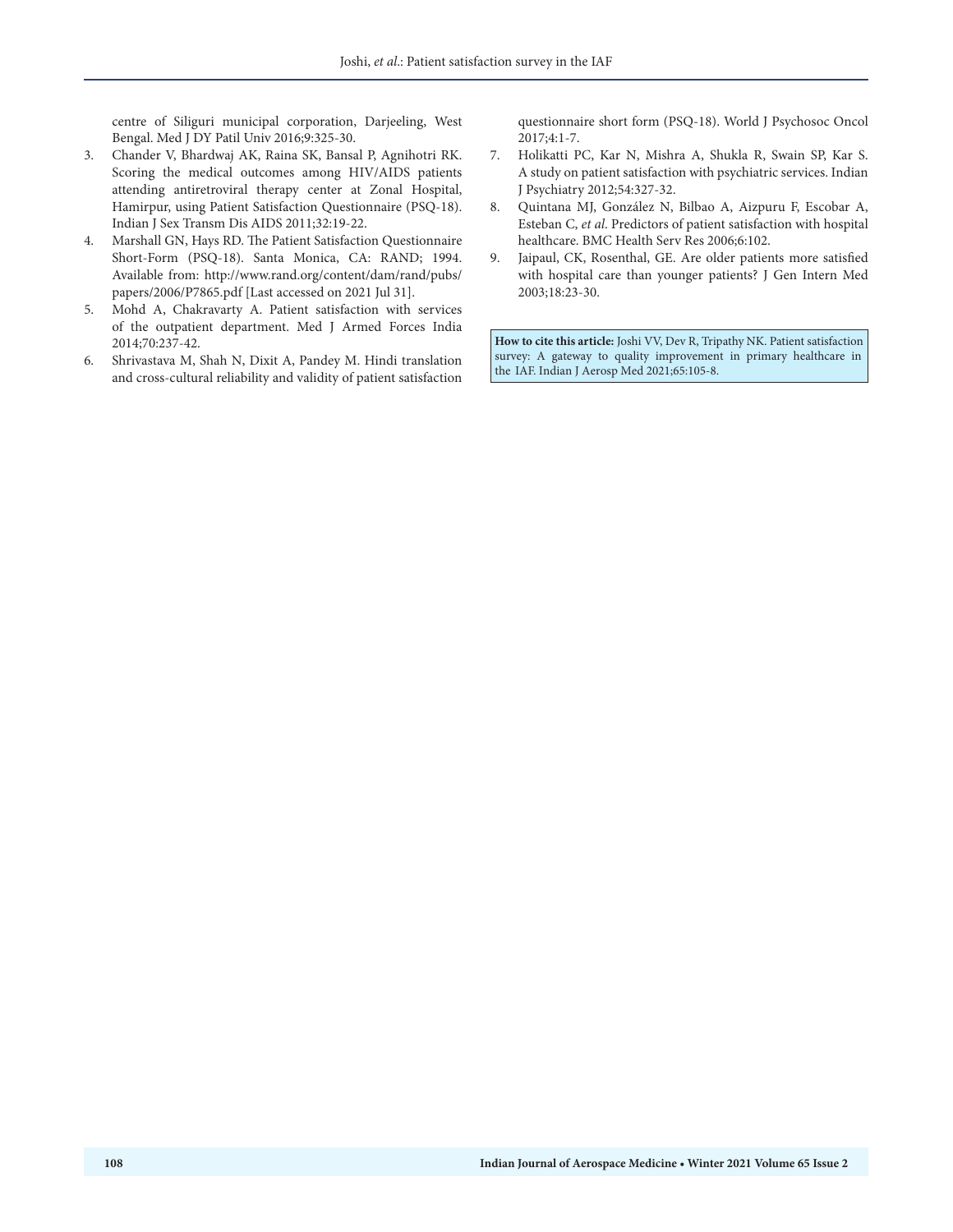centre of Siliguri municipal corporation, Darjeeling, West Bengal. Med J DY Patil Univ 2016;9:325-30.

3. Chander V, Bhardwaj AK, Raina SK, Bansal P, Agnihotri RK. Scoring the medical outcomes among HIV/AIDS patients attending antiretroviral therapy center at Zonal Hospital, Hamirpur, using Patient Satisfaction Questionnaire (PSQ-18). Indian J Sex Transm Dis AIDS 2011;32:19-22.
4. Marshall GN, Hays RD. The Patient Satisfaction Questionnaire Short-Form (PSQ-18). Santa Monica, CA: RAND; 1994. Available from: http://www.rand.org/content/dam/rand/pubs/papers/2006/P7865.pdf [Last accessed on 2021 Jul 31].
5. Mohd A, Chakravarty A. Patient satisfaction with services of the outpatient department. Med J Armed Forces India 2014;70:237-42.
6. Shrivastava M, Shah N, Dixit A, Pandey M. Hindi translation and cross-cultural reliability and validity of patient satisfaction questionnaire short form (PSQ-18). World J Psychosoc Oncol 2017;4:1-7.
7. Holikatti PC, Kar N, Mishra A, Shukla R, Swain SP, Kar S. A study on patient satisfaction with psychiatric services. Indian J Psychiatry 2012;54:327-32.
8. Quintana MJ, González N, Bilbao A, Aizpuru F, Escobar A, Esteban C, *et al*. Predictors of patient satisfaction with hospital healthcare. BMC Health Serv Res 2006;6:102.
9. Jaipaul, CK, Rosenthal, GE. Are older patients more satisfied with hospital care than younger patients? J Gen Intern Med 2003;18:23-30.

**How to cite this article:** Joshi VV, Dev R, Tripathy NK. Patient satisfaction survey: A gateway to quality improvement in primary healthcare in the IAF. Indian J Aerosp Med 2021;65:105-8.